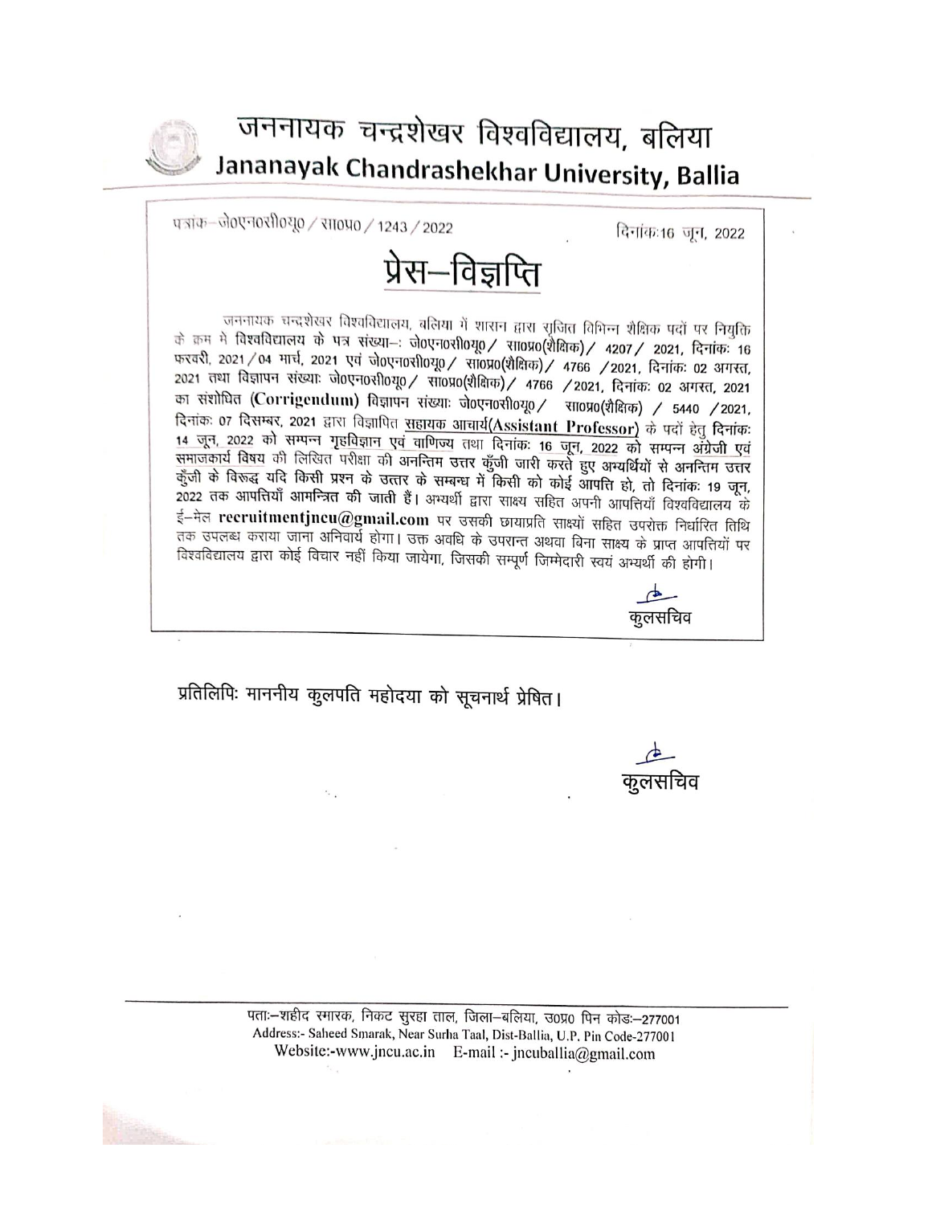# जननायक चन्द्रशेखर विश्वविद्यालय, बलिया
## Jananayak Chandrashekhar University, Ballia

पत्रांक–जे0एन0सी0यू0 / सा0प्र0 / 1243 / 2022 दिनांक:16 जून, 2022

# प्रेस–विज्ञप्ति

जननायक चन्द्रशेखर विश्वविद्यालय, बलिया में शासन द्वारा सृजित विभिन्न शैक्षिक पदों पर नियुक्ति के क्रम मे विश्वविद्यालय के पत्र संख्या–: जे0एन0सी0यू0 / सा0प्र0(शैक्षिक) / 4207 / 2021, दिनांक: 16 फरवरी, 2021 / 04 मार्च, 2021 एवं जे0एन0सी0यू0 / सा0प्र0(शैक्षिक) / 4766 /2021, दिनांक: 02 अगस्त, 2021 तथा विज्ञापन संख्या: जे0एन0सी0यू0 / सा0प्र0(शैक्षिक) / 4766 /2021, दिनांक: 02 अगस्त, 2021 का संशोधित (**Corrigendum**) विज्ञापन संख्या: जे0एन0सी0यू0 / सा0प्र0(शैक्षिक) / 5440 /2021, दिनांक: 07 दिसम्बर, 2021 द्वारा विज्ञापित सहायक आचार्य(**Assistant Professor**) के पदों हेतु दिनांक: 14 जून, 2022 को सम्पन्न गृहविज्ञान एवं वाणिज्य तथा दिनांक: 16 जून, 2022 को सम्पन्न अंग्रेजी एवं समाजकार्य विषय की लिखित परीक्षा की अनन्तिम उत्तर कुँजी जारी करते हुए अभ्यर्थियों से अनन्तिम उत्तर कुँजी के विरूद्ध यदि किसी प्रश्न के उत्तर के सम्बन्ध में किसी को कोई आपत्ति हो, तो दिनांक: 19 जून, 2022 तक आपत्तियाँ आमन्त्रित की जाती हैं। अभ्यर्थी द्वारा साक्ष्य सहित अपनी आपत्तियाँ विश्वविद्यालय के ई–मेल **recruitmentjncu@gmail.com** पर उसकी छायाप्रति साक्ष्यों सहित उपरोक्त निर्धारित तिथि तक उपलब्ध कराया जाना अनिवार्य होगा। उक्त अवधि के उपरान्त अथवा बिना साक्ष्य के प्राप्त आपत्तियों पर विश्वविद्यालय द्वारा कोई विचार नहीं किया जायेगा, जिसकी सम्पूर्ण जिम्मेदारी स्वयं अभ्यर्थी की होगी।

कुलसचिव

प्रतिलिपिः माननीय कुलपति महोदया को सूचनार्थ प्रेषित।

कुलसचिव

पताः–शहीद स्मारक, निकट सुरहा ताल, जिला–बलिया, उ0प्र0 पिन कोडः–277001
Address:- Saheed Smarak, Near Surha Taal, Dist-Ballia, U.P. Pin Code-277001
Website:-www.jncu.ac.in E-mail :- jncuballia@gmail.com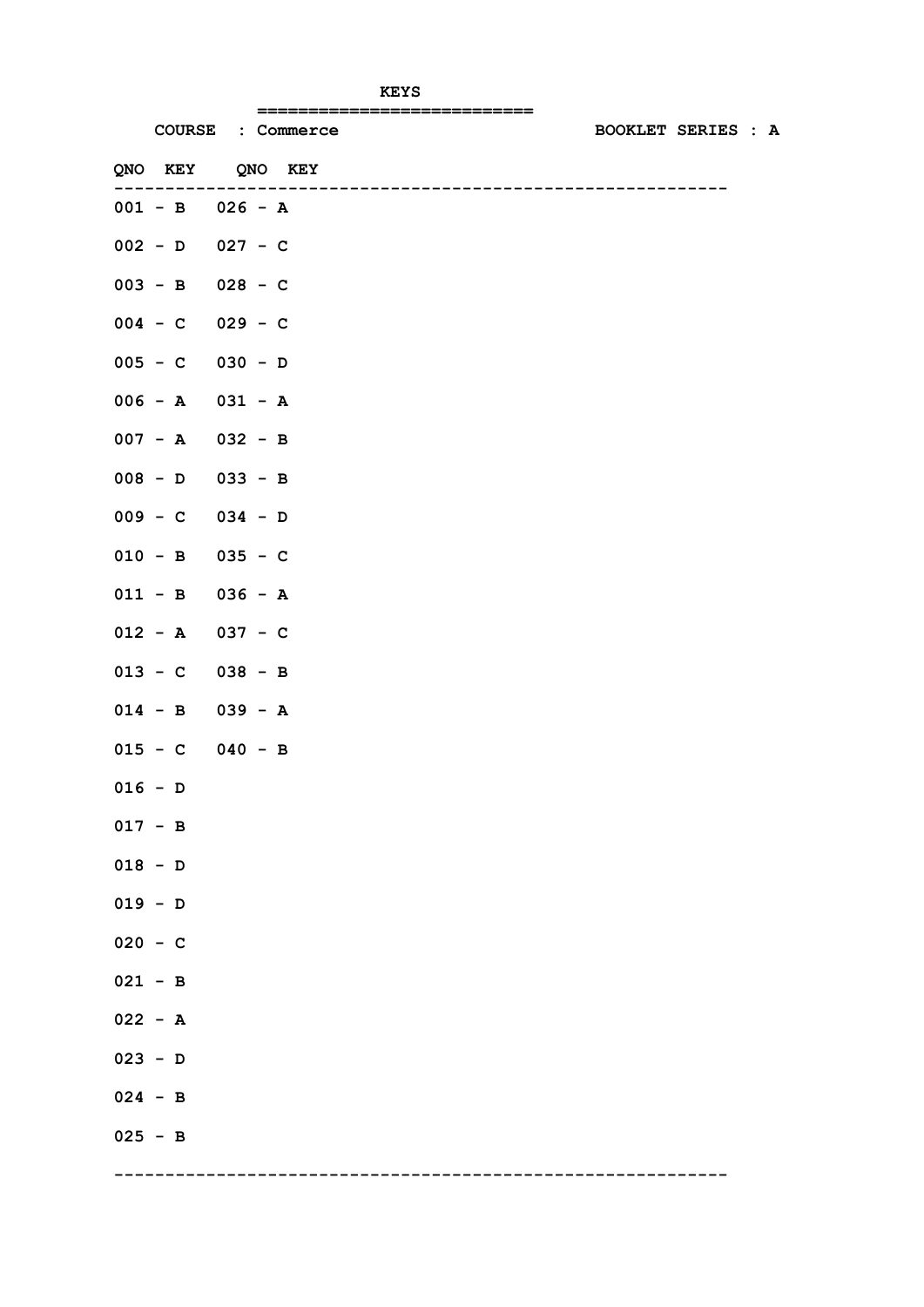# KEYS

**COURSE : Commerce** **BOOKLET SERIES : A**

| QNO | KEY | QNO | KEY |
|---|---|---|---|
| 001 | B | 026 | A |
| 002 | D | 027 | C |
| 003 | B | 028 | C |
| 004 | C | 029 | C |
| 005 | C | 030 | D |
| 006 | A | 031 | A |
| 007 | A | 032 | B |
| 008 | D | 033 | B |
| 009 | C | 034 | D |
| 010 | B | 035 | C |
| 011 | B | 036 | A |
| 012 | A | 037 | C |
| 013 | C | 038 | B |
| 014 | B | 039 | A |
| 015 | C | 040 | B |
| 016 | D | | |
| 017 | B | | |
| 018 | D | | |
| 019 | D | | |
| 020 | C | | |
| 021 | B | | |
| 022 | A | | |
| 023 | D | | |
| 024 | B | | |
| 025 | B | | |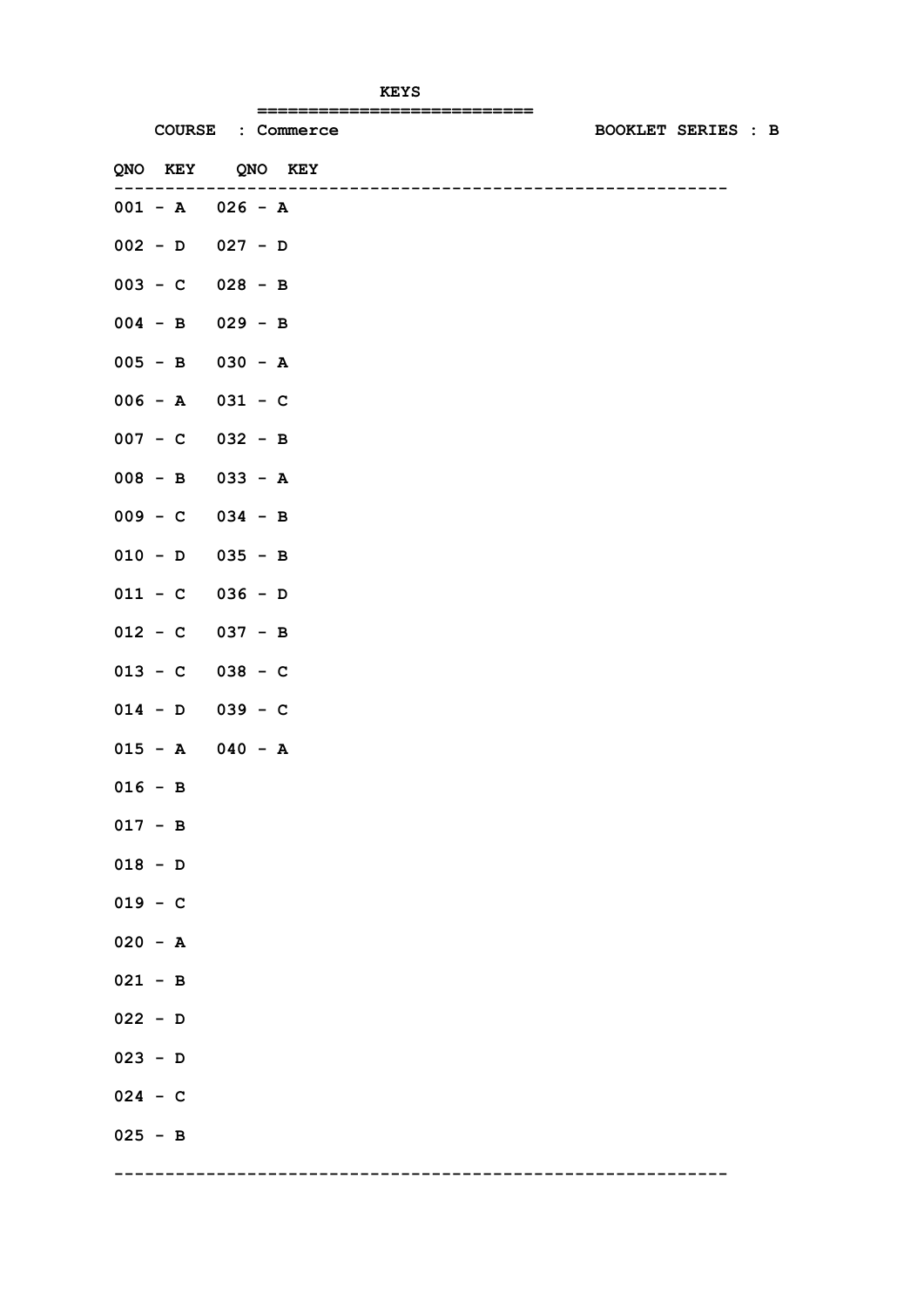# KEYS

**COURSE : Commerce** | **BOOKLET SERIES : B**

| QNO | KEY | QNO | KEY |
|---|---|---|---|
| 001 | A | 026 | A |
| 002 | D | 027 | D |
| 003 | C | 028 | B |
| 004 | B | 029 | B |
| 005 | B | 030 | A |
| 006 | A | 031 | C |
| 007 | C | 032 | B |
| 008 | B | 033 | A |
| 009 | C | 034 | B |
| 010 | D | 035 | B |
| 011 | C | 036 | D |
| 012 | C | 037 | B |
| 013 | C | 038 | C |
| 014 | D | 039 | C |
| 015 | A | 040 | A |
| 016 | B | | |
| 017 | B | | |
| 018 | D | | |
| 019 | C | | |
| 020 | A | | |
| 021 | B | | |
| 022 | D | | |
| 023 | D | | |
| 024 | C | | |
| 025 | B | | |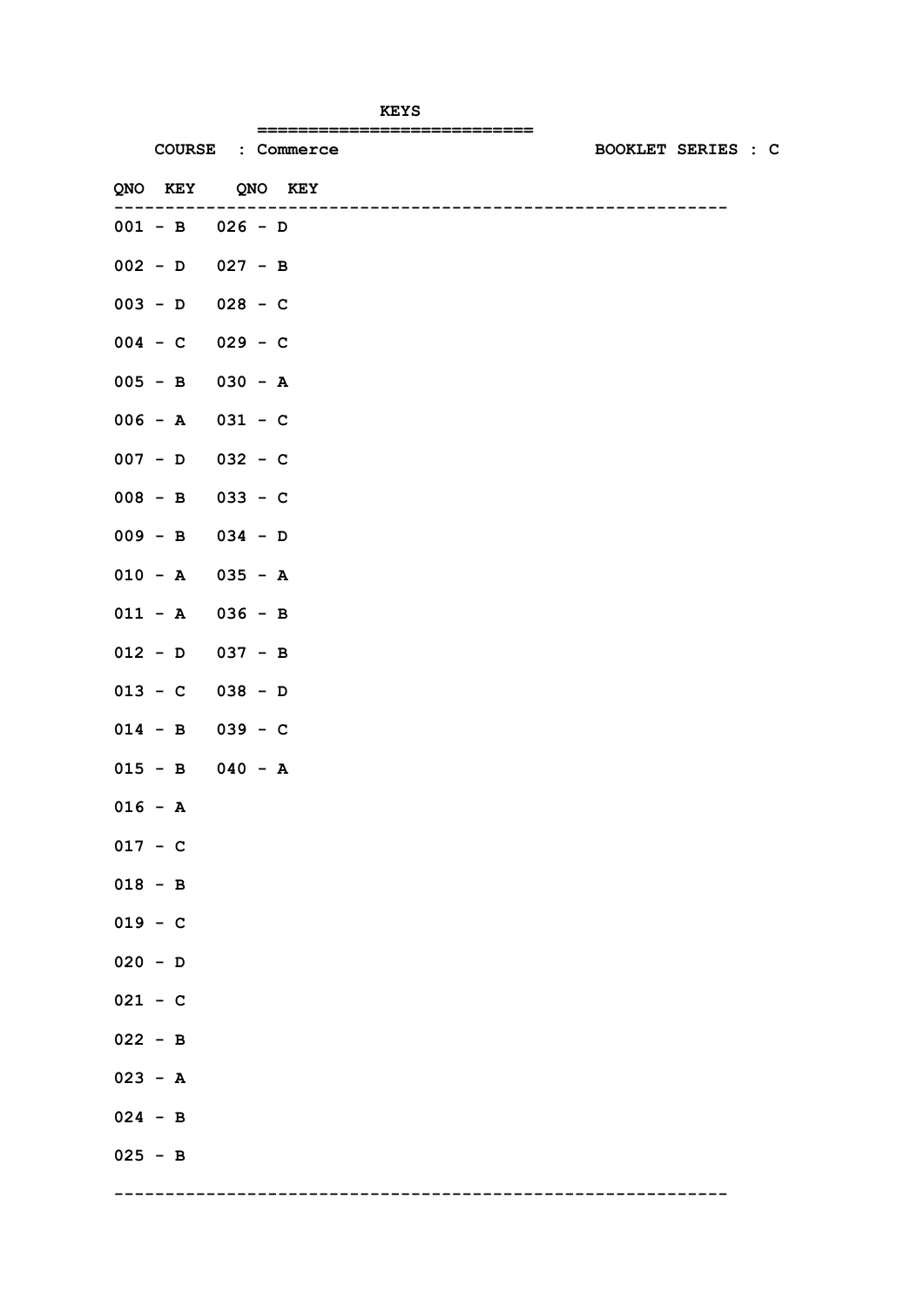# KEYS

**COURSE : Commerce** **BOOKLET SERIES : C**

| QNO | KEY | QNO | KEY |
|---|---|---|---|
| 001 | B | 026 | D |
| 002 | D | 027 | B |
| 003 | D | 028 | C |
| 004 | C | 029 | C |
| 005 | B | 030 | A |
| 006 | A | 031 | C |
| 007 | D | 032 | C |
| 008 | B | 033 | C |
| 009 | B | 034 | D |
| 010 | A | 035 | A |
| 011 | A | 036 | B |
| 012 | D | 037 | B |
| 013 | C | 038 | D |
| 014 | B | 039 | C |
| 015 | B | 040 | A |
| 016 | A | | |
| 017 | C | | |
| 018 | B | | |
| 019 | C | | |
| 020 | D | | |
| 021 | C | | |
| 022 | B | | |
| 023 | A | | |
| 024 | B | | |
| 025 | B | | |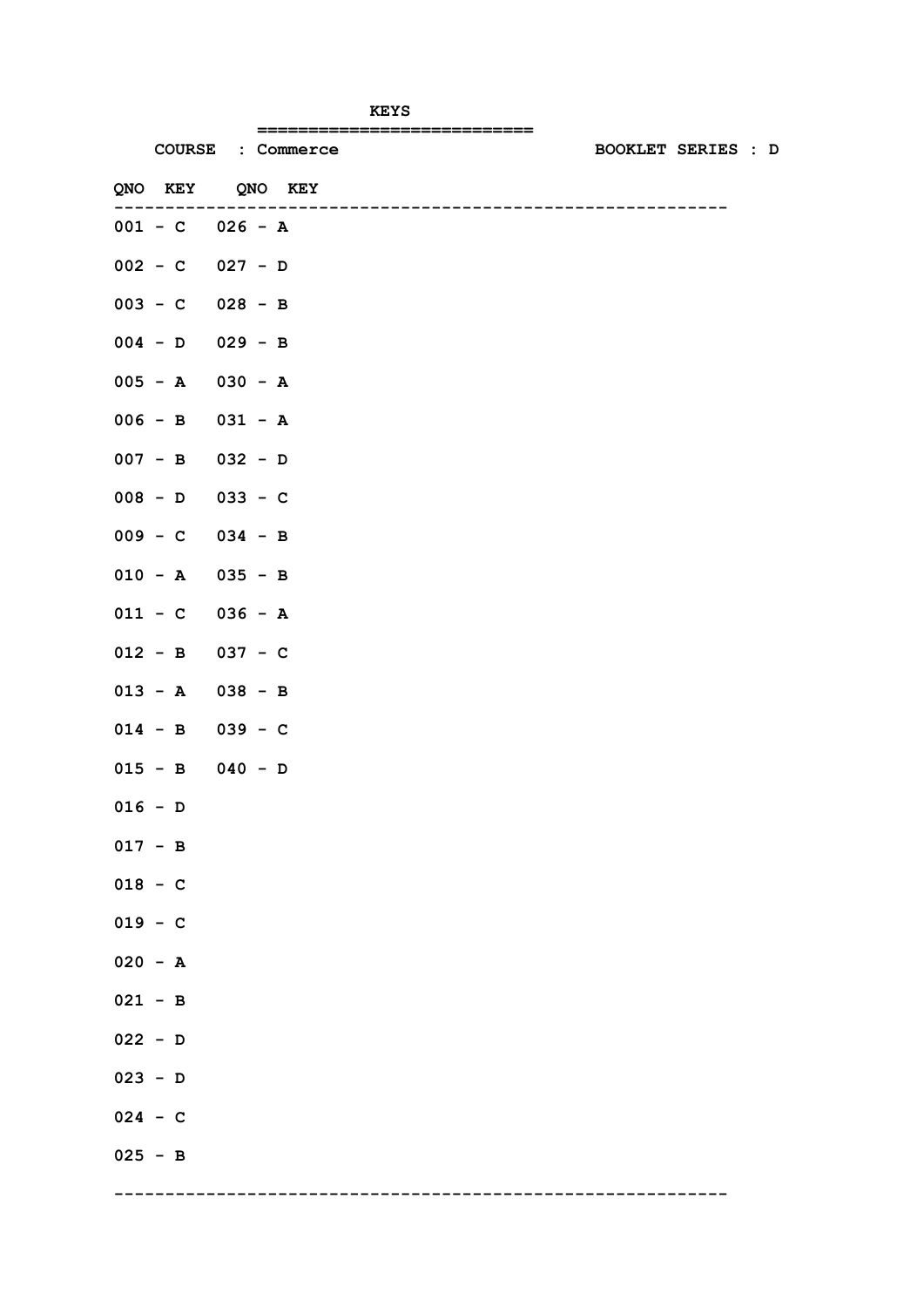# KEYS

**COURSE : Commerce** **BOOKLET SERIES : D**

| QNO | KEY | QNO | KEY |
|---|---|---|---|
| 001 | C | 026 | A |
| 002 | C | 027 | D |
| 003 | C | 028 | B |
| 004 | D | 029 | B |
| 005 | A | 030 | A |
| 006 | B | 031 | A |
| 007 | B | 032 | D |
| 008 | D | 033 | C |
| 009 | C | 034 | B |
| 010 | A | 035 | B |
| 011 | C | 036 | A |
| 012 | B | 037 | C |
| 013 | A | 038 | B |
| 014 | B | 039 | C |
| 015 | B | 040 | D |
| 016 | D | | |
| 017 | B | | |
| 018 | C | | |
| 019 | C | | |
| 020 | A | | |
| 021 | B | | |
| 022 | D | | |
| 023 | D | | |
| 024 | C | | |
| 025 | B | | |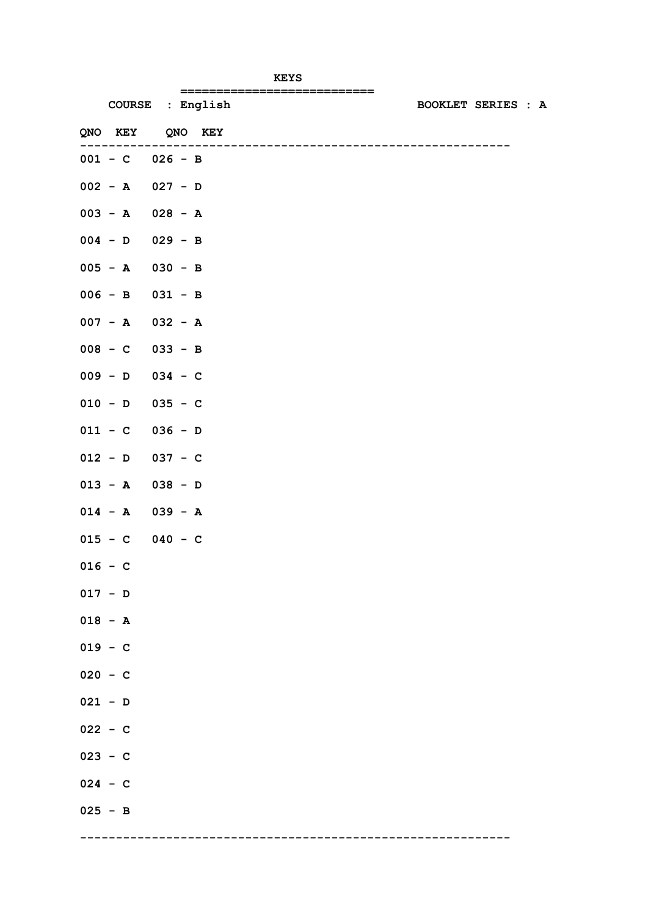**KEYS**

COURSE : English — BOOKLET SERIES : A

| QNO | KEY | QNO | KEY |
|---|---|---|---|
| 001 | C | 026 | B |
| 002 | A | 027 | D |
| 003 | A | 028 | A |
| 004 | D | 029 | B |
| 005 | A | 030 | B |
| 006 | B | 031 | B |
| 007 | A | 032 | A |
| 008 | C | 033 | B |
| 009 | D | 034 | C |
| 010 | D | 035 | C |
| 011 | C | 036 | D |
| 012 | D | 037 | C |
| 013 | A | 038 | D |
| 014 | A | 039 | A |
| 015 | C | 040 | C |
| 016 | C | | |
| 017 | D | | |
| 018 | A | | |
| 019 | C | | |
| 020 | C | | |
| 021 | D | | |
| 022 | C | | |
| 023 | C | | |
| 024 | C | | |
| 025 | B | | |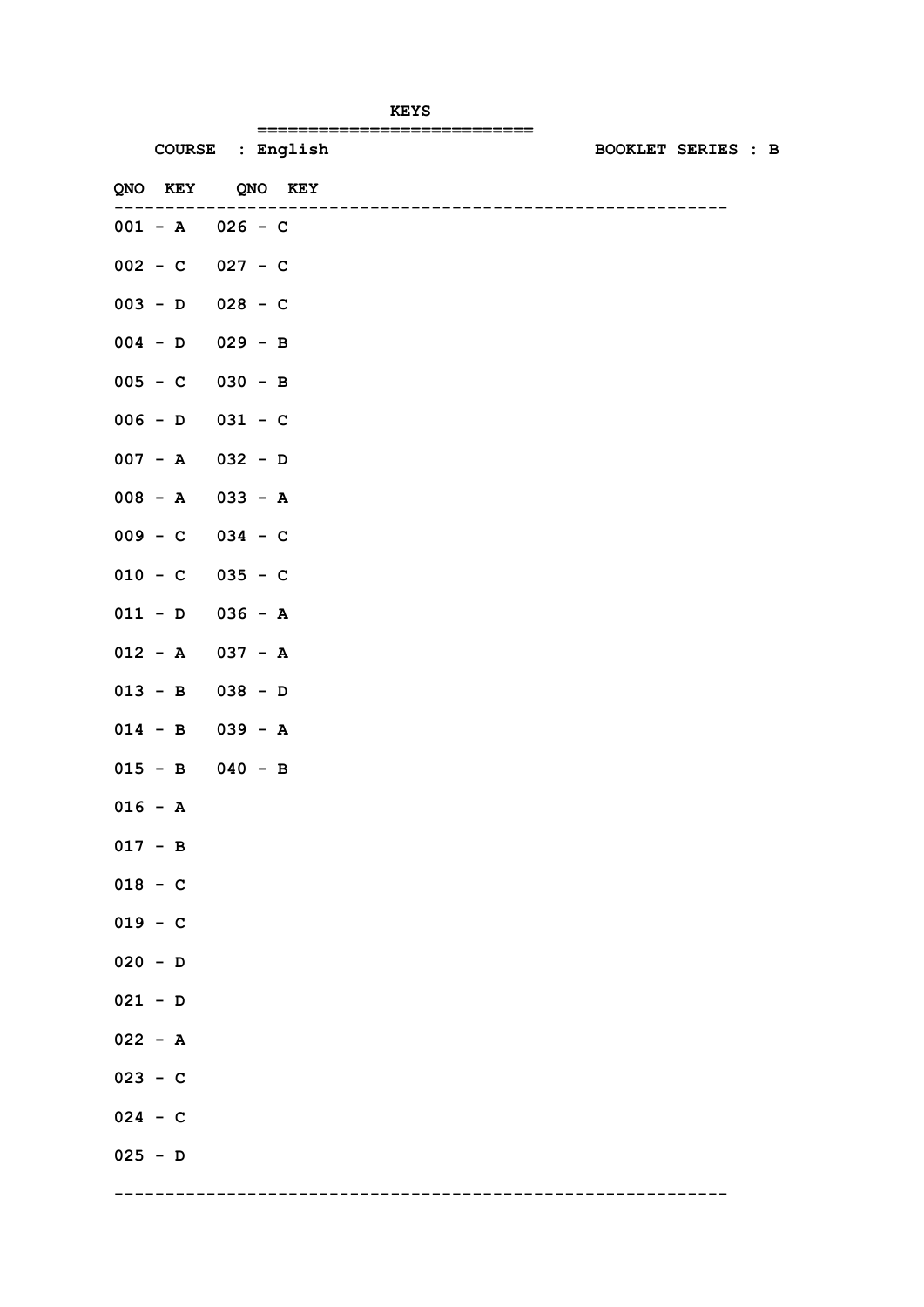**KEYS**

**COURSE : English** **BOOKLET SERIES : B**

| QNO | KEY | QNO | KEY |
|---|---|---|---|
| 001 | A | 026 | C |
| 002 | C | 027 | C |
| 003 | D | 028 | C |
| 004 | D | 029 | B |
| 005 | C | 030 | B |
| 006 | D | 031 | C |
| 007 | A | 032 | D |
| 008 | A | 033 | A |
| 009 | C | 034 | C |
| 010 | C | 035 | C |
| 011 | D | 036 | A |
| 012 | A | 037 | A |
| 013 | B | 038 | D |
| 014 | B | 039 | A |
| 015 | B | 040 | B |
| 016 | A | | |
| 017 | B | | |
| 018 | C | | |
| 019 | C | | |
| 020 | D | | |
| 021 | D | | |
| 022 | A | | |
| 023 | C | | |
| 024 | C | | |
| 025 | D | | |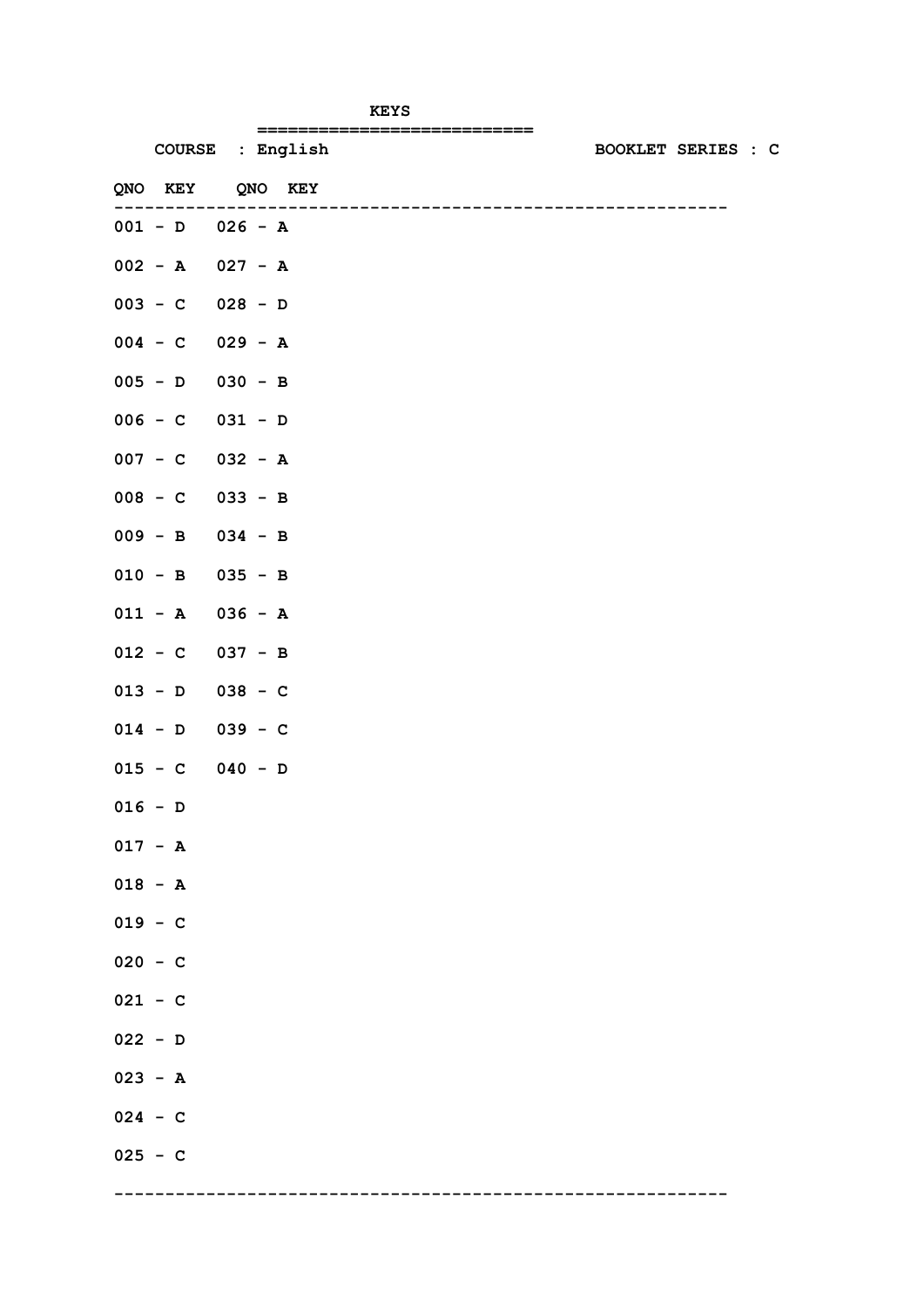# KEYS

**COURSE : English** **BOOKLET SERIES : C**

| QNO | KEY | QNO | KEY |
|---|---|---|---|
| 001 | D | 026 | A |
| 002 | A | 027 | A |
| 003 | C | 028 | D |
| 004 | C | 029 | A |
| 005 | D | 030 | B |
| 006 | C | 031 | D |
| 007 | C | 032 | A |
| 008 | C | 033 | B |
| 009 | B | 034 | B |
| 010 | B | 035 | B |
| 011 | A | 036 | A |
| 012 | C | 037 | B |
| 013 | D | 038 | C |
| 014 | D | 039 | C |
| 015 | C | 040 | D |
| 016 | D | | |
| 017 | A | | |
| 018 | A | | |
| 019 | C | | |
| 020 | C | | |
| 021 | C | | |
| 022 | D | | |
| 023 | A | | |
| 024 | C | | |
| 025 | C | | |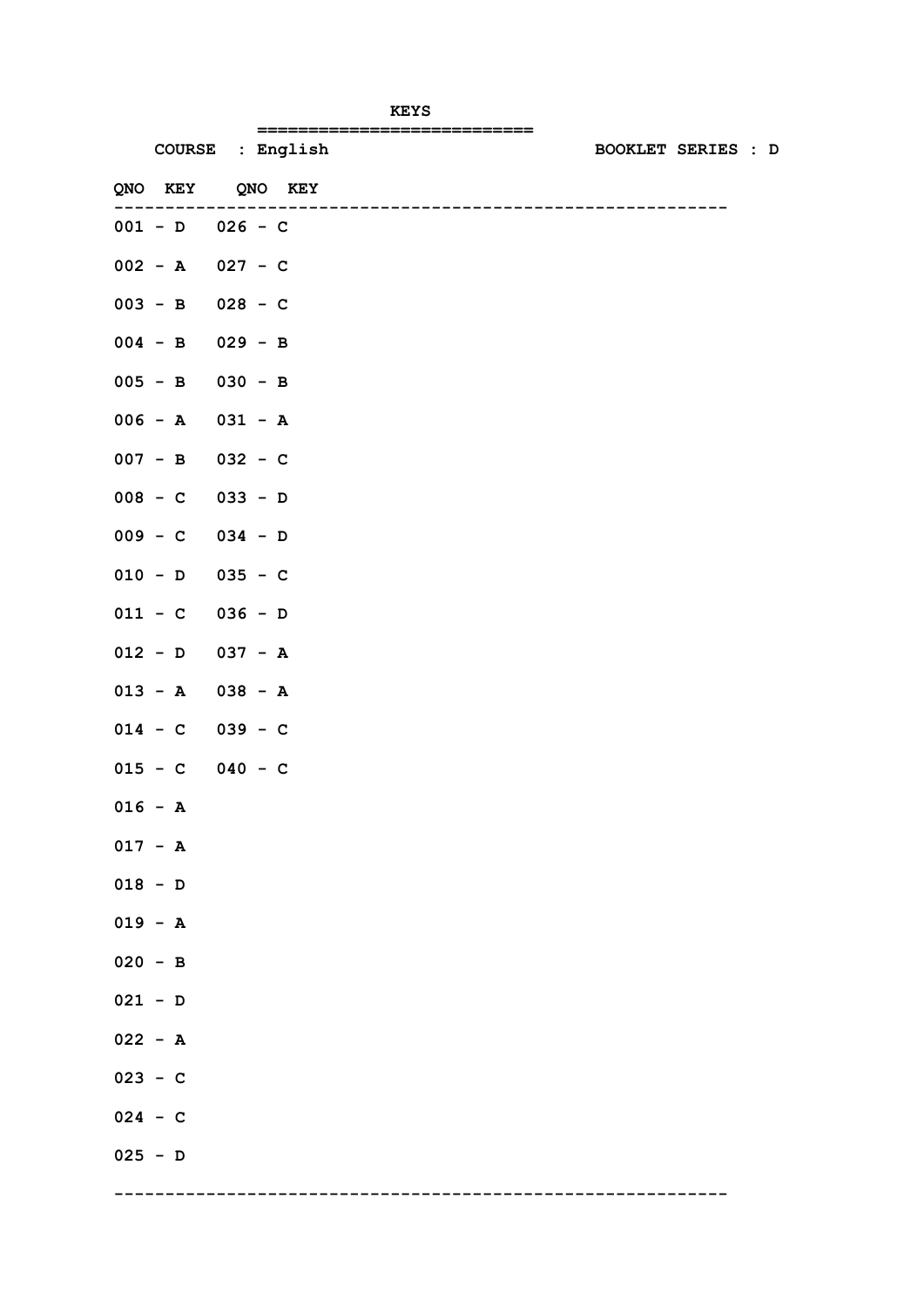**KEYS**

**COURSE : English** **BOOKLET SERIES : D**

| QNO | KEY | QNO | KEY |
|---|---|---|---|
| 001 | D | 026 | C |
| 002 | A | 027 | C |
| 003 | B | 028 | C |
| 004 | B | 029 | B |
| 005 | B | 030 | B |
| 006 | A | 031 | A |
| 007 | B | 032 | C |
| 008 | C | 033 | D |
| 009 | C | 034 | D |
| 010 | D | 035 | C |
| 011 | C | 036 | D |
| 012 | D | 037 | A |
| 013 | A | 038 | A |
| 014 | C | 039 | C |
| 015 | C | 040 | C |
| 016 | A | | |
| 017 | A | | |
| 018 | D | | |
| 019 | A | | |
| 020 | B | | |
| 021 | D | | |
| 022 | A | | |
| 023 | C | | |
| 024 | C | | |
| 025 | D | | |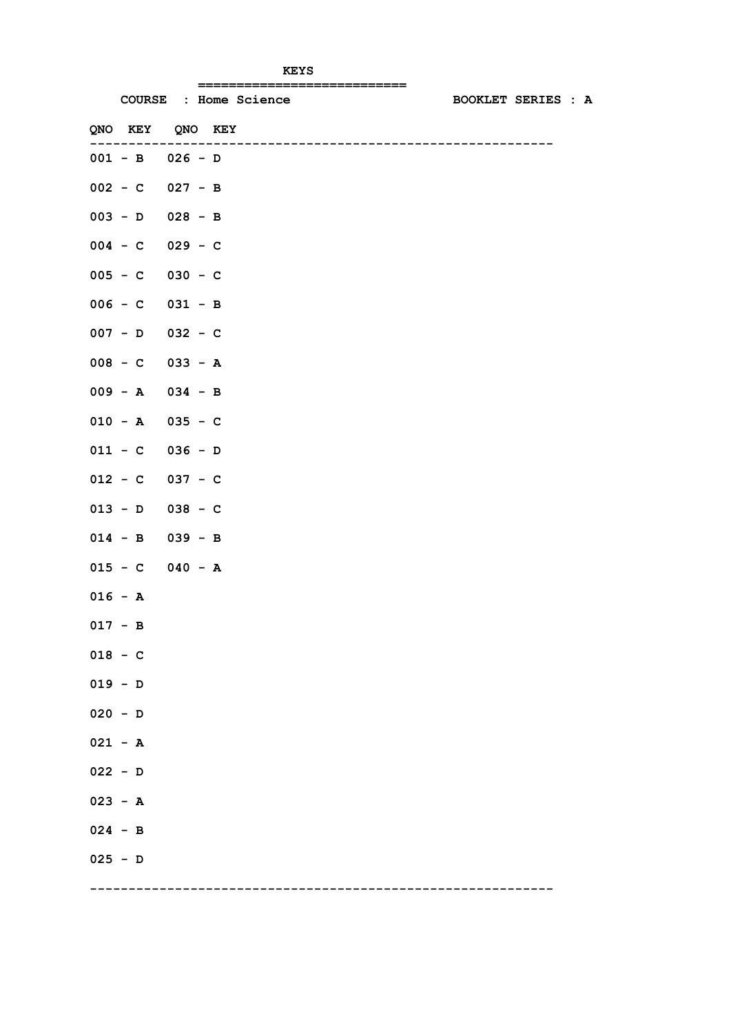**KEYS**

COURSE : Home Science    BOOKLET SERIES : A

| QNO | KEY | QNO | KEY |
|---|---|---|---|
| 001 | B | 026 | D |
| 002 | C | 027 | B |
| 003 | D | 028 | B |
| 004 | C | 029 | C |
| 005 | C | 030 | C |
| 006 | C | 031 | B |
| 007 | D | 032 | C |
| 008 | C | 033 | A |
| 009 | A | 034 | B |
| 010 | A | 035 | C |
| 011 | C | 036 | D |
| 012 | C | 037 | C |
| 013 | D | 038 | C |
| 014 | B | 039 | B |
| 015 | C | 040 | A |
| 016 | A | | |
| 017 | B | | |
| 018 | C | | |
| 019 | D | | |
| 020 | D | | |
| 021 | A | | |
| 022 | D | | |
| 023 | A | | |
| 024 | B | | |
| 025 | D | | |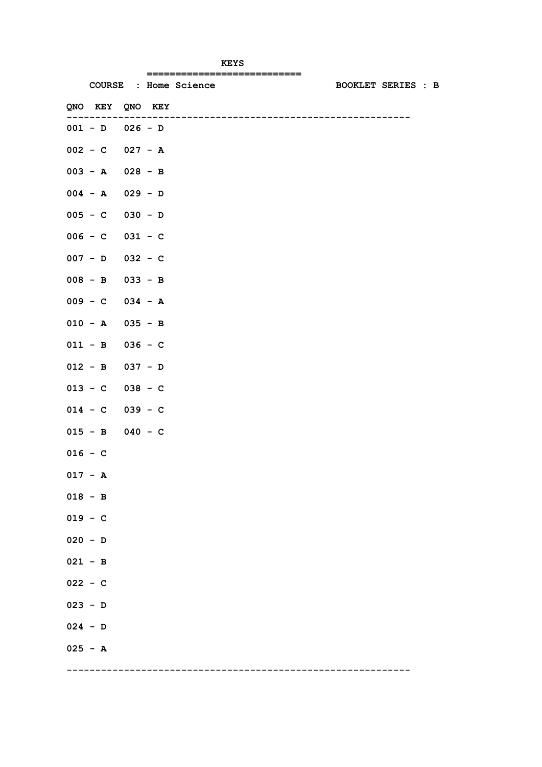**KEYS**

COURSE : Home Science BOOKLET SERIES : B

| QNO | KEY | QNO | KEY |
|---|---|---|---|
| 001 | D | 026 | D |
| 002 | C | 027 | A |
| 003 | A | 028 | B |
| 004 | A | 029 | D |
| 005 | C | 030 | D |
| 006 | C | 031 | C |
| 007 | D | 032 | C |
| 008 | B | 033 | B |
| 009 | C | 034 | A |
| 010 | A | 035 | B |
| 011 | B | 036 | C |
| 012 | B | 037 | D |
| 013 | C | 038 | C |
| 014 | C | 039 | C |
| 015 | B | 040 | C |
| 016 | C | | |
| 017 | A | | |
| 018 | B | | |
| 019 | C | | |
| 020 | D | | |
| 021 | B | | |
| 022 | C | | |
| 023 | D | | |
| 024 | D | | |
| 025 | A | | |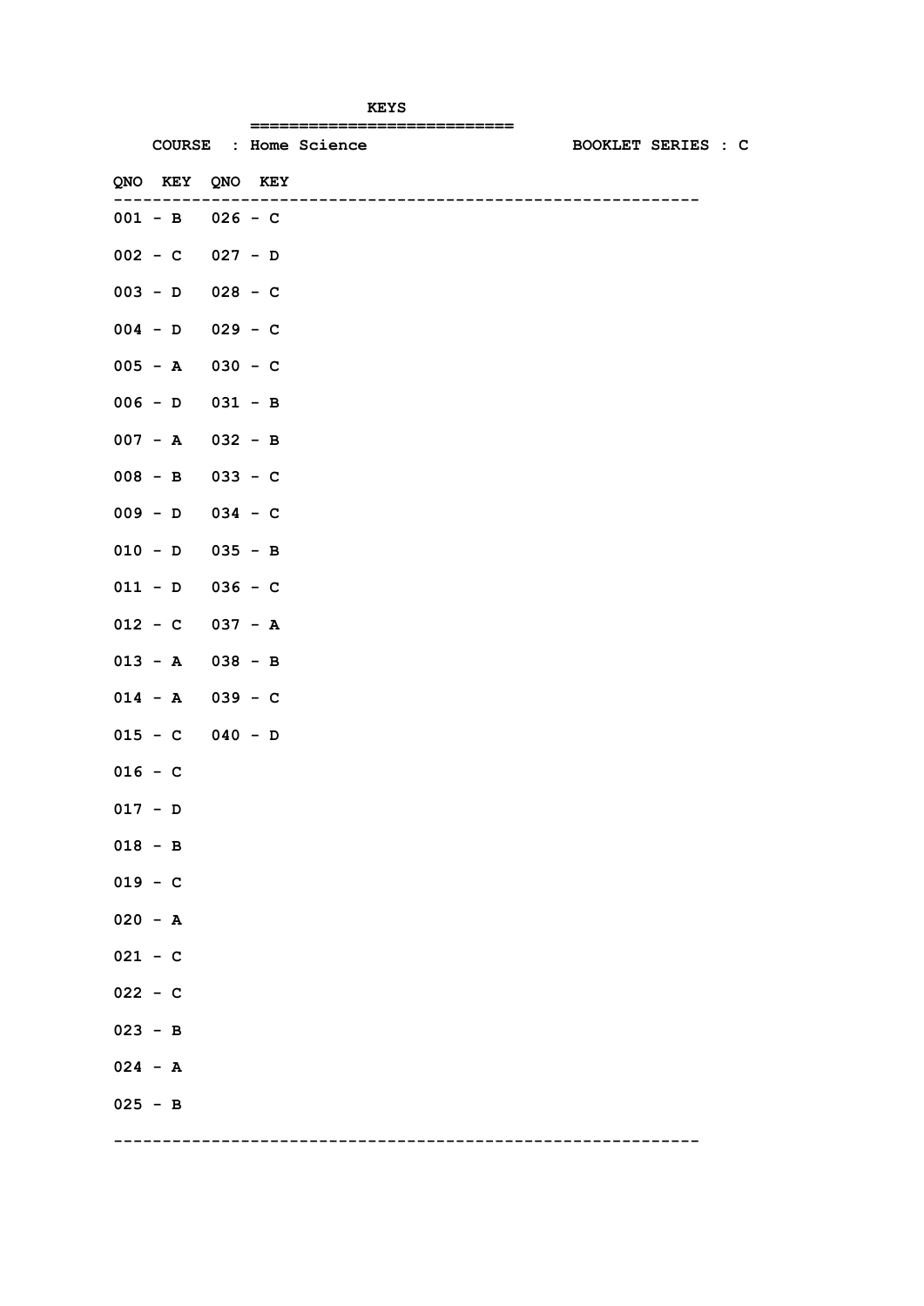# KEYS

**COURSE : Home Science** | **BOOKLET SERIES : C**

| QNO | KEY | QNO | KEY |
|---|---|---|---|
| 001 | B | 026 | C |
| 002 | C | 027 | D |
| 003 | D | 028 | C |
| 004 | D | 029 | C |
| 005 | A | 030 | C |
| 006 | D | 031 | B |
| 007 | A | 032 | B |
| 008 | B | 033 | C |
| 009 | D | 034 | C |
| 010 | D | 035 | B |
| 011 | D | 036 | C |
| 012 | C | 037 | A |
| 013 | A | 038 | B |
| 014 | A | 039 | C |
| 015 | C | 040 | D |
| 016 | C | | |
| 017 | D | | |
| 018 | B | | |
| 019 | C | | |
| 020 | A | | |
| 021 | C | | |
| 022 | C | | |
| 023 | B | | |
| 024 | A | | |
| 025 | B | | |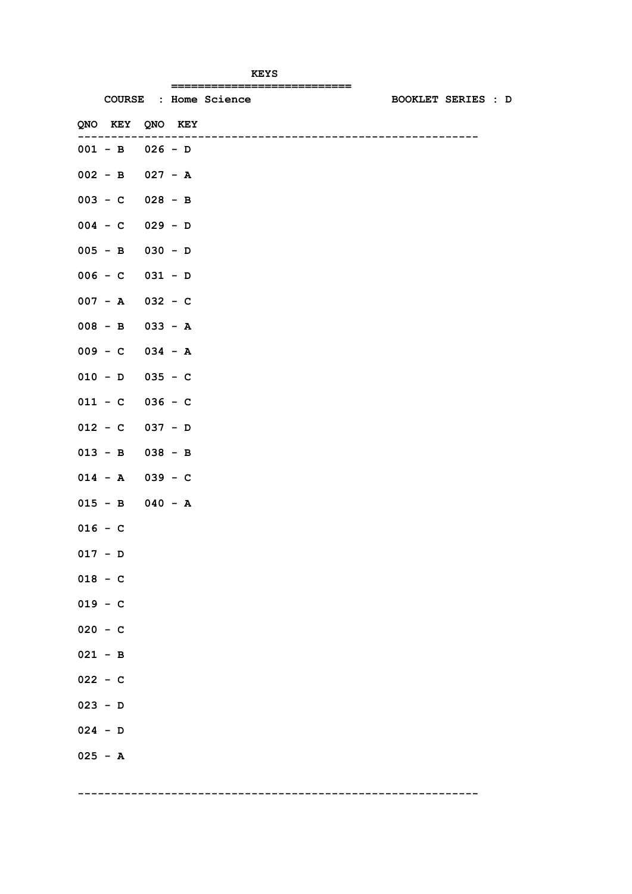# KEYS

COURSE : Home Science

BOOKLET SERIES : D

| QNO | KEY | QNO | KEY |
|---|---|---|---|
| 001 | B | 026 | D |
| 002 | B | 027 | A |
| 003 | C | 028 | B |
| 004 | C | 029 | D |
| 005 | B | 030 | D |
| 006 | C | 031 | D |
| 007 | A | 032 | C |
| 008 | B | 033 | A |
| 009 | C | 034 | A |
| 010 | D | 035 | C |
| 011 | C | 036 | C |
| 012 | C | 037 | D |
| 013 | B | 038 | B |
| 014 | A | 039 | C |
| 015 | B | 040 | A |
| 016 | C | | |
| 017 | D | | |
| 018 | C | | |
| 019 | C | | |
| 020 | C | | |
| 021 | B | | |
| 022 | C | | |
| 023 | D | | |
| 024 | D | | |
| 025 | A | | |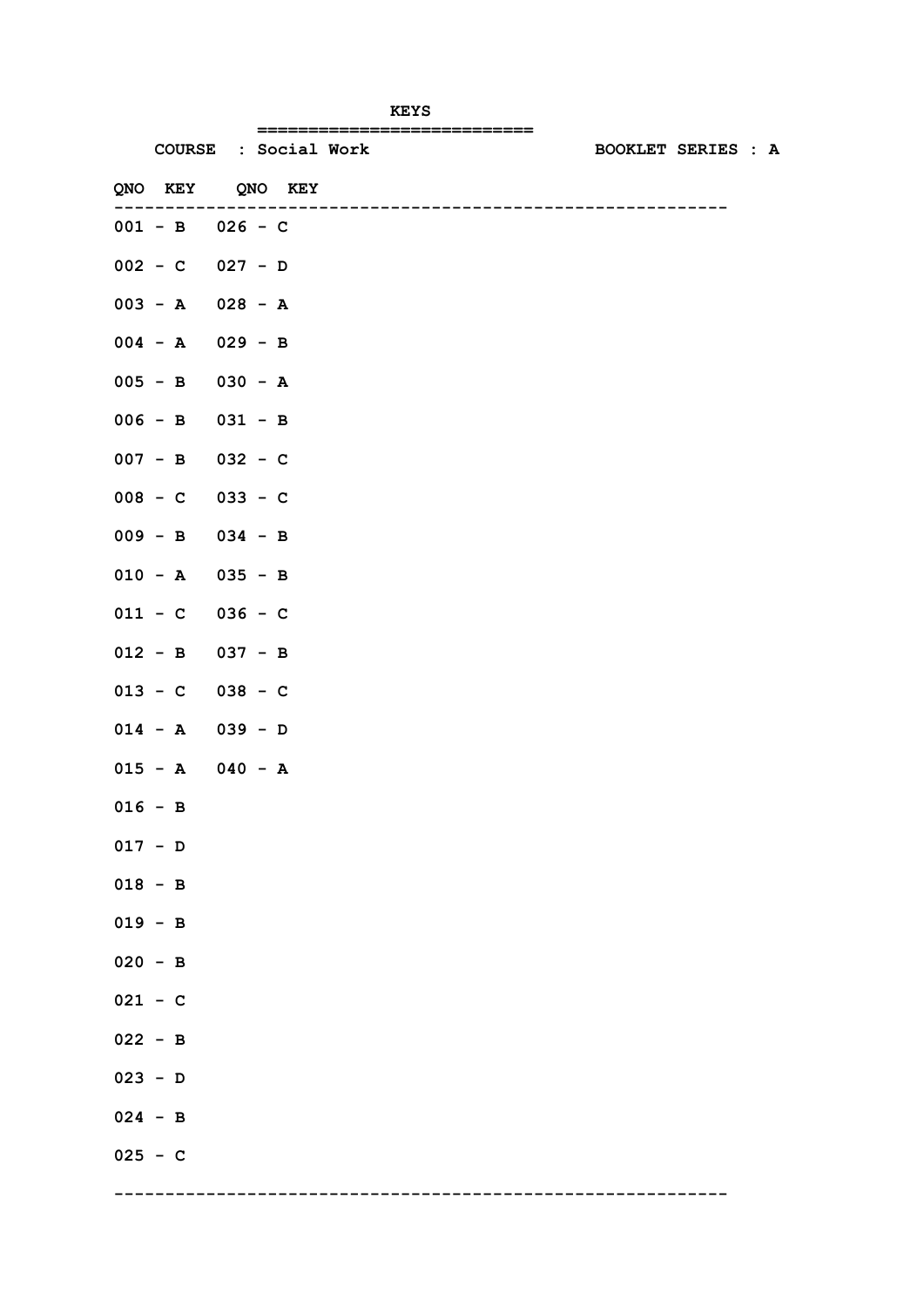**KEYS**

**COURSE : Social Work** **BOOKLET SERIES : A**

| QNO | KEY | QNO | KEY |
|---|---|---|---|
| 001 | B | 026 | C |
| 002 | C | 027 | D |
| 003 | A | 028 | A |
| 004 | A | 029 | B |
| 005 | B | 030 | A |
| 006 | B | 031 | B |
| 007 | B | 032 | C |
| 008 | C | 033 | C |
| 009 | B | 034 | B |
| 010 | A | 035 | B |
| 011 | C | 036 | C |
| 012 | B | 037 | B |
| 013 | C | 038 | C |
| 014 | A | 039 | D |
| 015 | A | 040 | A |
| 016 | B | | |
| 017 | D | | |
| 018 | B | | |
| 019 | B | | |
| 020 | B | | |
| 021 | C | | |
| 022 | B | | |
| 023 | D | | |
| 024 | B | | |
| 025 | C | | |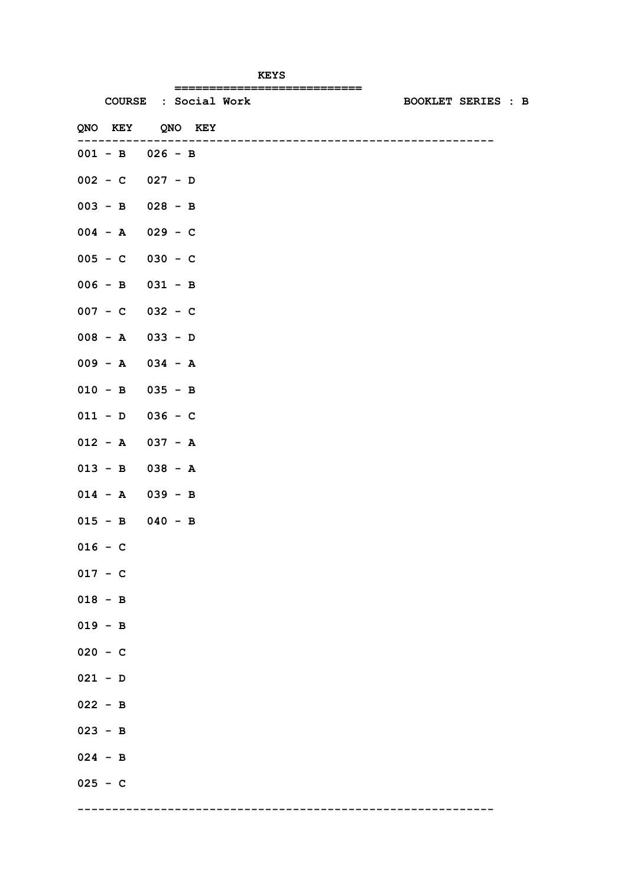**KEYS**

**COURSE : Social Work** **BOOKLET SERIES : B**

| QNO | KEY | QNO | KEY |
|---|---|---|---|
| 001 | B | 026 | B |
| 002 | C | 027 | D |
| 003 | B | 028 | B |
| 004 | A | 029 | C |
| 005 | C | 030 | C |
| 006 | B | 031 | B |
| 007 | C | 032 | C |
| 008 | A | 033 | D |
| 009 | A | 034 | A |
| 010 | B | 035 | B |
| 011 | D | 036 | C |
| 012 | A | 037 | A |
| 013 | B | 038 | A |
| 014 | A | 039 | B |
| 015 | B | 040 | B |
| 016 | C | | |
| 017 | C | | |
| 018 | B | | |
| 019 | B | | |
| 020 | C | | |
| 021 | D | | |
| 022 | B | | |
| 023 | B | | |
| 024 | B | | |
| 025 | C | | |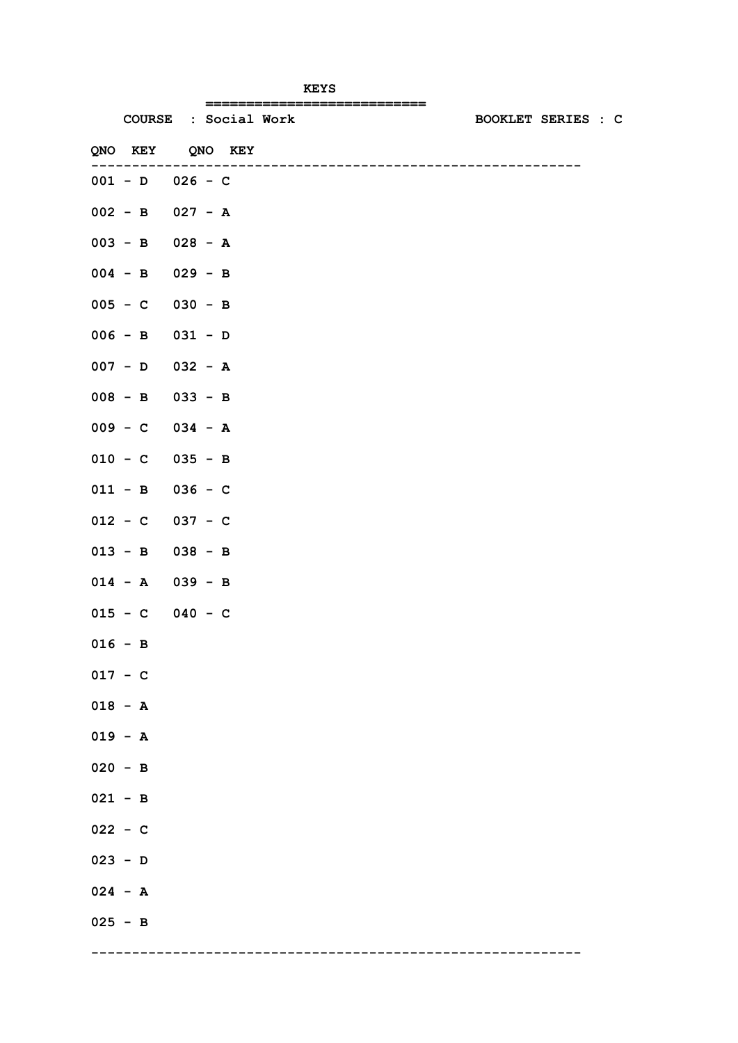# KEYS

**COURSE : Social Work** **BOOKLET SERIES : C**

| QNO | KEY | QNO | KEY |
|---|---|---|---|
| 001 | D | 026 | C |
| 002 | B | 027 | A |
| 003 | B | 028 | A |
| 004 | B | 029 | B |
| 005 | C | 030 | B |
| 006 | B | 031 | D |
| 007 | D | 032 | A |
| 008 | B | 033 | B |
| 009 | C | 034 | A |
| 010 | C | 035 | B |
| 011 | B | 036 | C |
| 012 | C | 037 | C |
| 013 | B | 038 | B |
| 014 | A | 039 | B |
| 015 | C | 040 | C |
| 016 | B | | |
| 017 | C | | |
| 018 | A | | |
| 019 | A | | |
| 020 | B | | |
| 021 | B | | |
| 022 | C | | |
| 023 | D | | |
| 024 | A | | |
| 025 | B | | |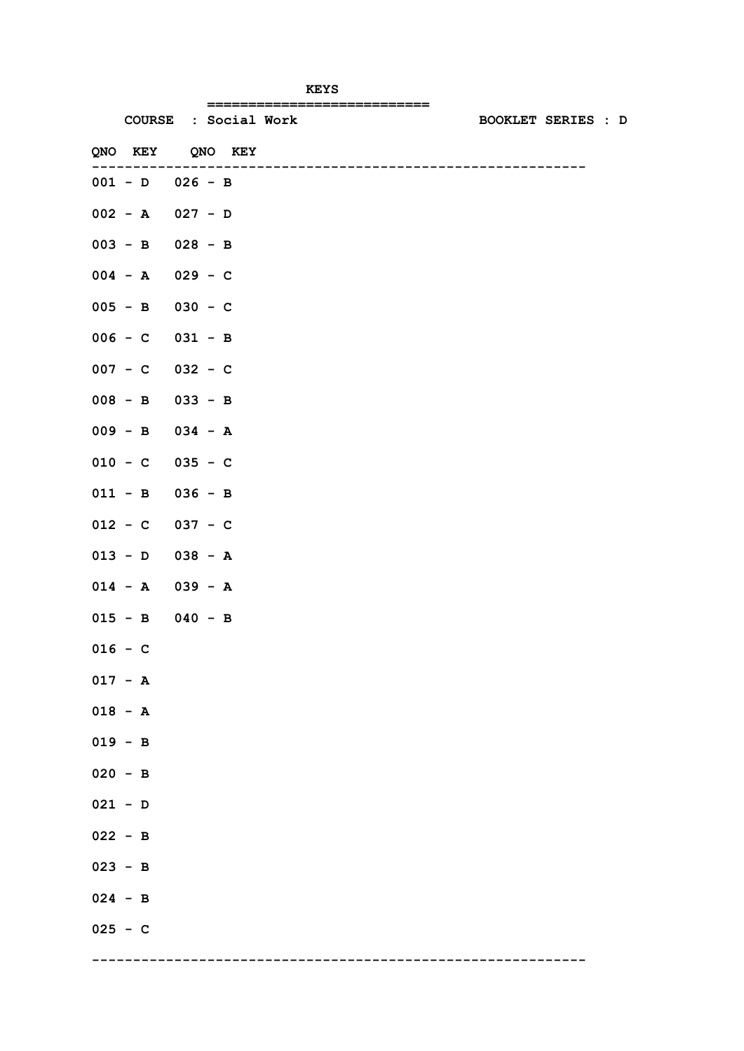# KEYS

**COURSE : Social Work** **BOOKLET SERIES : D**

| QNO | KEY | QNO | KEY |
|---|---|---|---|
| 001 | D | 026 | B |
| 002 | A | 027 | D |
| 003 | B | 028 | B |
| 004 | A | 029 | C |
| 005 | B | 030 | C |
| 006 | C | 031 | B |
| 007 | C | 032 | C |
| 008 | B | 033 | B |
| 009 | B | 034 | A |
| 010 | C | 035 | C |
| 011 | B | 036 | B |
| 012 | C | 037 | C |
| 013 | D | 038 | A |
| 014 | A | 039 | A |
| 015 | B | 040 | B |
| 016 | C | | |
| 017 | A | | |
| 018 | A | | |
| 019 | B | | |
| 020 | B | | |
| 021 | D | | |
| 022 | B | | |
| 023 | B | | |
| 024 | B | | |
| 025 | C | | |